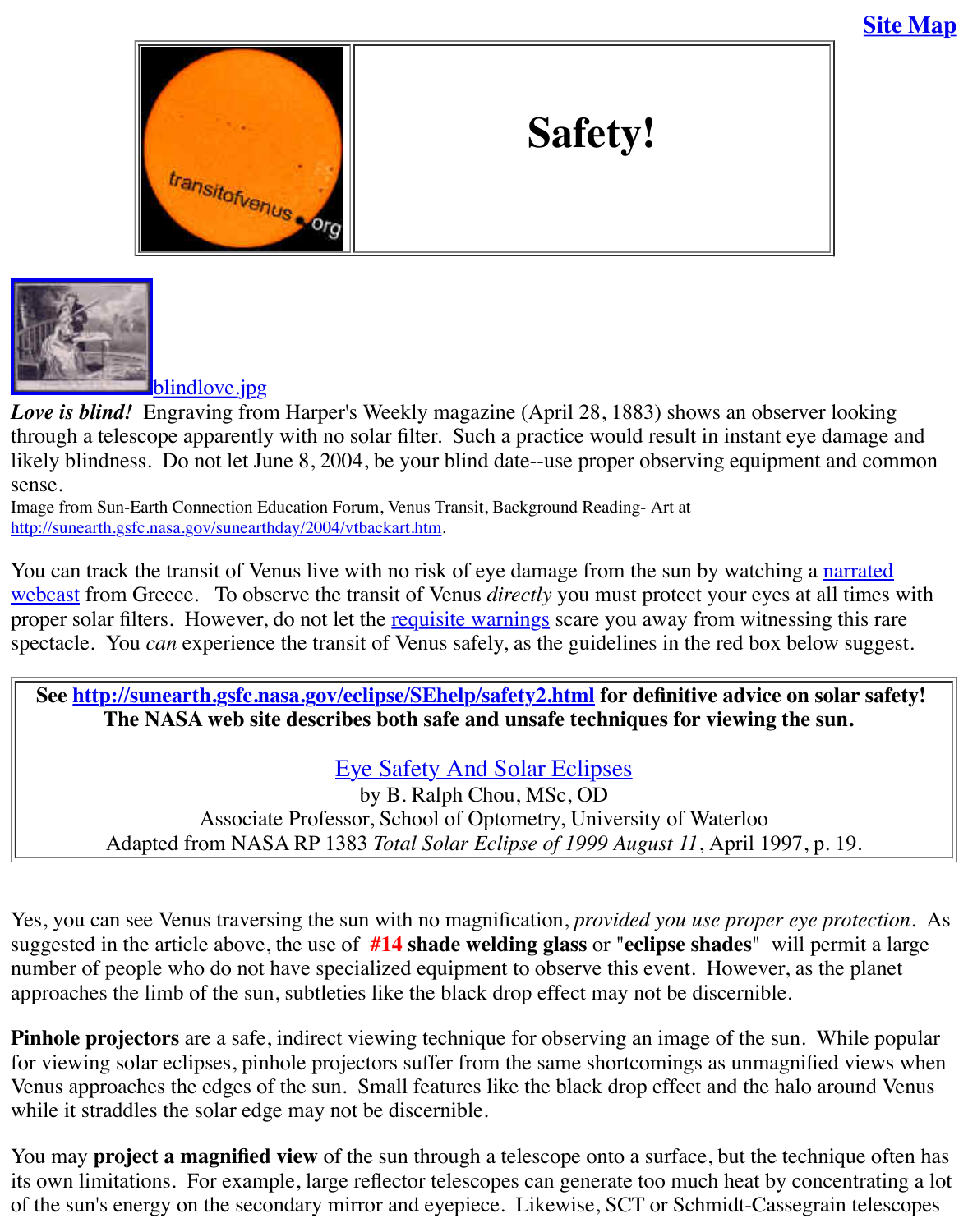Site Map

# Safety!

blindlove.jpg

***Love is blind!*** Engraving from Harper's Weekly magazine (April 28, 1883) shows an observer looking through a telescope apparently with no solar filter. Such a practice would result in instant eye damage and likely blindness. Do not let June 8, 2004, be your blind date--use proper observing equipment and common sense.

Image from Sun-Earth Connection Education Forum, Venus Transit, Background Reading- Art at http://sunearth.gsfc.nasa.gov/sunearthday/2004/vtbackart.htm.

You can track the transit of Venus live with no risk of eye damage from the sun by watching a narrated webcast from Greece. To observe the transit of Venus *directly* you must protect your eyes at all times with proper solar filters. However, do not let the requisite warnings scare you away from witnessing this rare spectacle. You *can* experience the transit of Venus safely, as the guidelines in the red box below suggest.

**See http://sunearth.gsfc.nasa.gov/eclipse/SEhelp/safety2.html for definitive advice on solar safety! The NASA web site describes both safe and unsafe techniques for viewing the sun.**

Eye Safety And Solar Eclipses
by B. Ralph Chou, MSc, OD
Associate Professor, School of Optometry, University of Waterloo
Adapted from NASA RP 1383 *Total Solar Eclipse of 1999 August 11*, April 1997, p. 19.

Yes, you can see Venus traversing the sun with no magnification, *provided you use proper eye protection*. As suggested in the article above, the use of **#14 shade welding glass** or "**eclipse shades**" will permit a large number of people who do not have specialized equipment to observe this event. However, as the planet approaches the limb of the sun, subtleties like the black drop effect may not be discernible.

**Pinhole projectors** are a safe, indirect viewing technique for observing an image of the sun. While popular for viewing solar eclipses, pinhole projectors suffer from the same shortcomings as unmagnified views when Venus approaches the edges of the sun. Small features like the black drop effect and the halo around Venus while it straddles the solar edge may not be discernible.

You may **project a magnified view** of the sun through a telescope onto a surface, but the technique often has its own limitations. For example, large reflector telescopes can generate too much heat by concentrating a lot of the sun's energy on the secondary mirror and eyepiece. Likewise, SCT or Schmidt-Cassegrain telescopes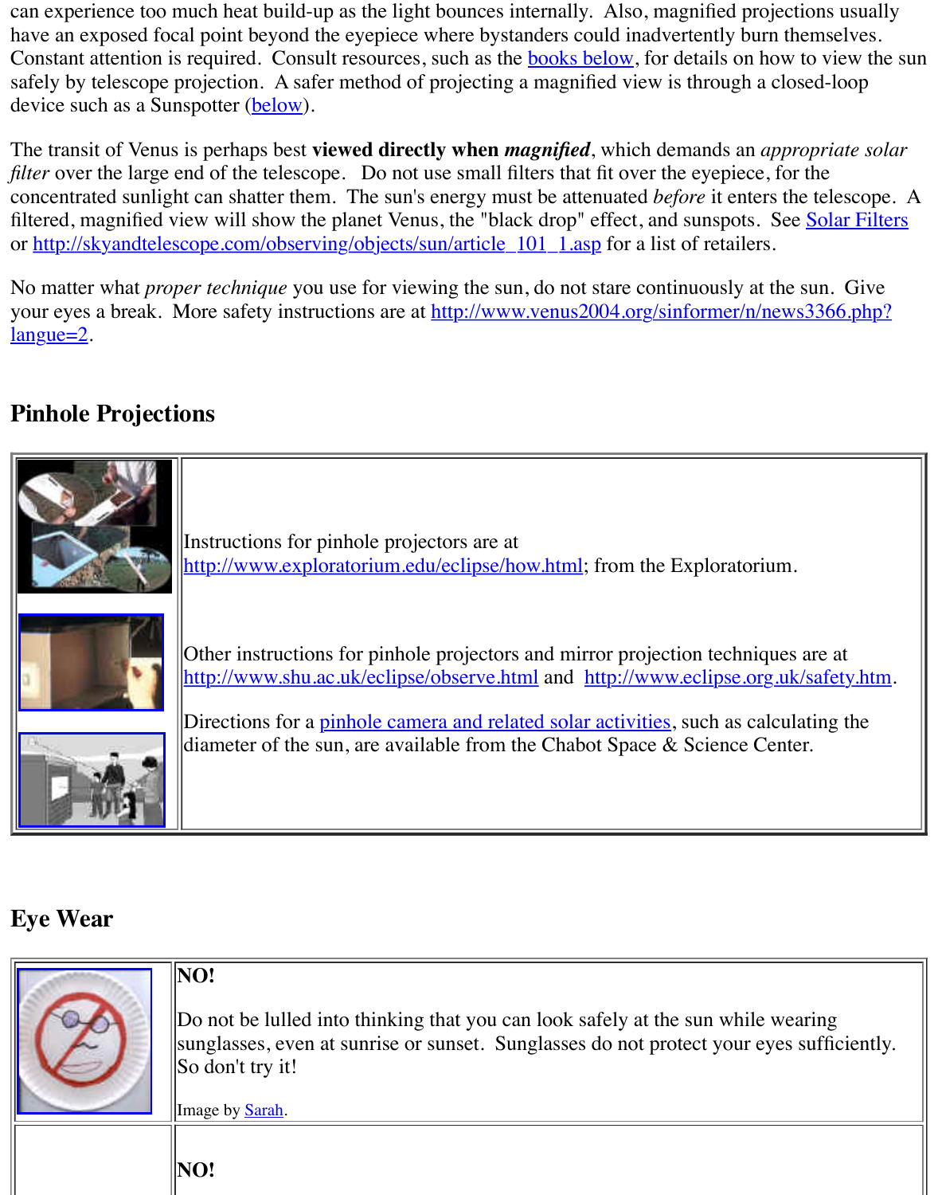can experience too much heat build-up as the light bounces internally. Also, magnified projections usually have an exposed focal point beyond the eyepiece where bystanders could inadvertently burn themselves. Constant attention is required. Consult resources, such as the books below, for details on how to view the sun safely by telescope projection. A safer method of projecting a magnified view is through a closed-loop device such as a Sunspotter (below).

The transit of Venus is perhaps best **viewed directly when *magnified***, which demands an *appropriate solar filter* over the large end of the telescope. Do not use small filters that fit over the eyepiece, for the concentrated sunlight can shatter them. The sun's energy must be attenuated *before* it enters the telescope. A filtered, magnified view will show the planet Venus, the "black drop" effect, and sunspots. See Solar Filters or http://skyandtelescope.com/observing/objects/sun/article_101_1.asp for a list of retailers.

No matter what *proper technique* you use for viewing the sun, do not stare continuously at the sun. Give your eyes a break. More safety instructions are at http://www.venus2004.org/sinformer/n/news3366.php?langue=2.

## Pinhole Projections

Instructions for pinhole projectors are at http://www.exploratorium.edu/eclipse/how.html; from the Exploratorium.

Other instructions for pinhole projectors and mirror projection techniques are at http://www.shu.ac.uk/eclipse/observe.html and http://www.eclipse.org.uk/safety.htm.

Directions for a pinhole camera and related solar activities, such as calculating the diameter of the sun, are available from the Chabot Space & Science Center.

## Eye Wear

**NO!**

Do not be lulled into thinking that you can look safely at the sun while wearing sunglasses, even at sunrise or sunset. Sunglasses do not protect your eyes sufficiently. So don't try it!

Image by Sarah.

**NO!**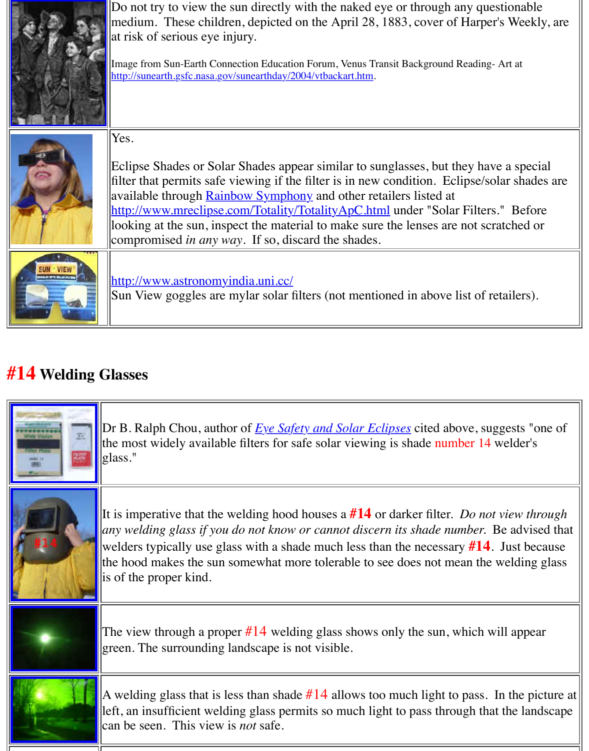Do not try to view the sun directly with the naked eye or through any questionable medium. These children, depicted on the April 28, 1883, cover of Harper's Weekly, are at risk of serious eye injury.

Image from Sun-Earth Connection Education Forum, Venus Transit Background Reading- Art at http://sunearth.gsfc.nasa.gov/sunearthday/2004/vtbackart.htm.

Yes.

Eclipse Shades or Solar Shades appear similar to sunglasses, but they have a special filter that permits safe viewing if the filter is in new condition. Eclipse/solar shades are available through Rainbow Symphony and other retailers listed at http://www.mreclipse.com/Totality/TotalityApC.html under "Solar Filters." Before looking at the sun, inspect the material to make sure the lenses are not scratched or compromised *in any way*. If so, discard the shades.

http://www.astronomyindia.uni.cc/
Sun View goggles are mylar solar filters (not mentioned in above list of retailers).

## #14 Welding Glasses

Dr B. Ralph Chou, author of *Eye Safety and Solar Eclipses* cited above, suggests "one of the most widely available filters for safe solar viewing is shade number 14 welder's glass."

It is imperative that the welding hood houses a **#14** or darker filter. *Do not view through any welding glass if you do not know or cannot discern its shade number.* Be advised that welders typically use glass with a shade much less than the necessary **#14**. Just because the hood makes the sun somewhat more tolerable to see does not mean the welding glass is of the proper kind.

The view through a proper #14 welding glass shows only the sun, which will appear green. The surrounding landscape is not visible.

A welding glass that is less than shade #14 allows too much light to pass. In the picture at left, an insufficient welding glass permits so much light to pass through that the landscape can be seen. This view is *not* safe.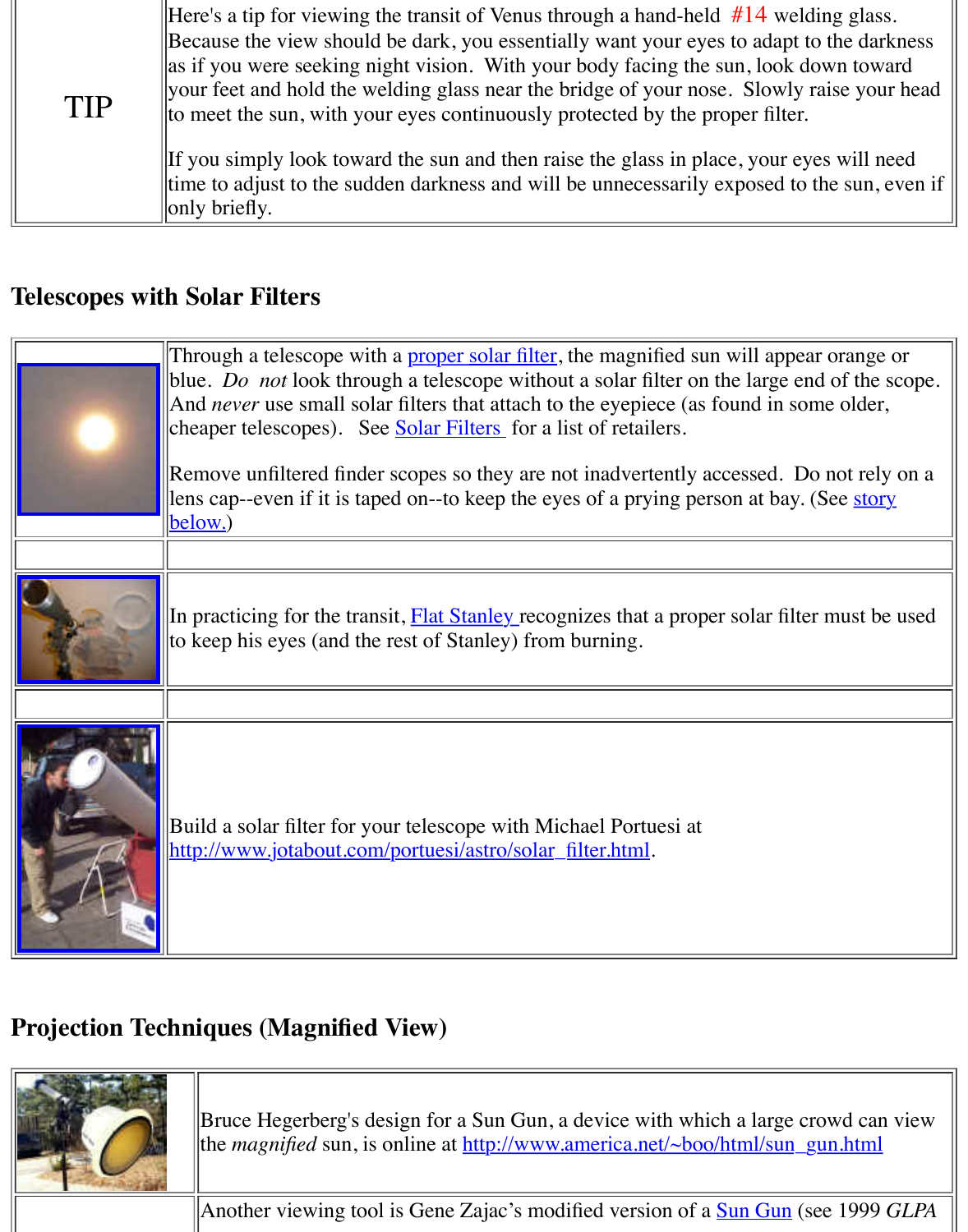| TIP | Here's a tip for viewing the transit of Venus through a hand-held #14 welding glass. Because the view should be dark, you essentially want your eyes to adapt to the darkness as if you were seeking night vision. With your body facing the sun, look down toward your feet and hold the welding glass near the bridge of your nose. Slowly raise your head to meet the sun, with your eyes continuously protected by the proper filter.<br><br>If you simply look toward the sun and then raise the glass in place, your eyes will need time to adjust to the sudden darkness and will be unnecessarily exposed to the sun, even if only briefly. |
|---|---|

## Telescopes with Solar Filters

Through a telescope with a proper solar filter, the magnified sun will appear orange or blue. *Do not* look through a telescope without a solar filter on the large end of the scope. And *never* use small solar filters that attach to the eyepiece (as found in some older, cheaper telescopes). See Solar Filters for a list of retailers.

Remove unfiltered finder scopes so they are not inadvertently accessed. Do not rely on a lens cap--even if it is taped on--to keep the eyes of a prying person at bay. (See story below.)

In practicing for the transit, Flat Stanley recognizes that a proper solar filter must be used to keep his eyes (and the rest of Stanley) from burning.

Build a solar filter for your telescope with Michael Portuesi at http://www.jotabout.com/portuesi/astro/solar_filter.html.

## Projection Techniques (Magnified View)

Bruce Hegerberg's design for a Sun Gun, a device with which a large crowd can view the *magnified* sun, is online at http://www.america.net/~boo/html/sun_gun.html

Another viewing tool is Gene Zajac's modified version of a Sun Gun (see 1999 *GLPA*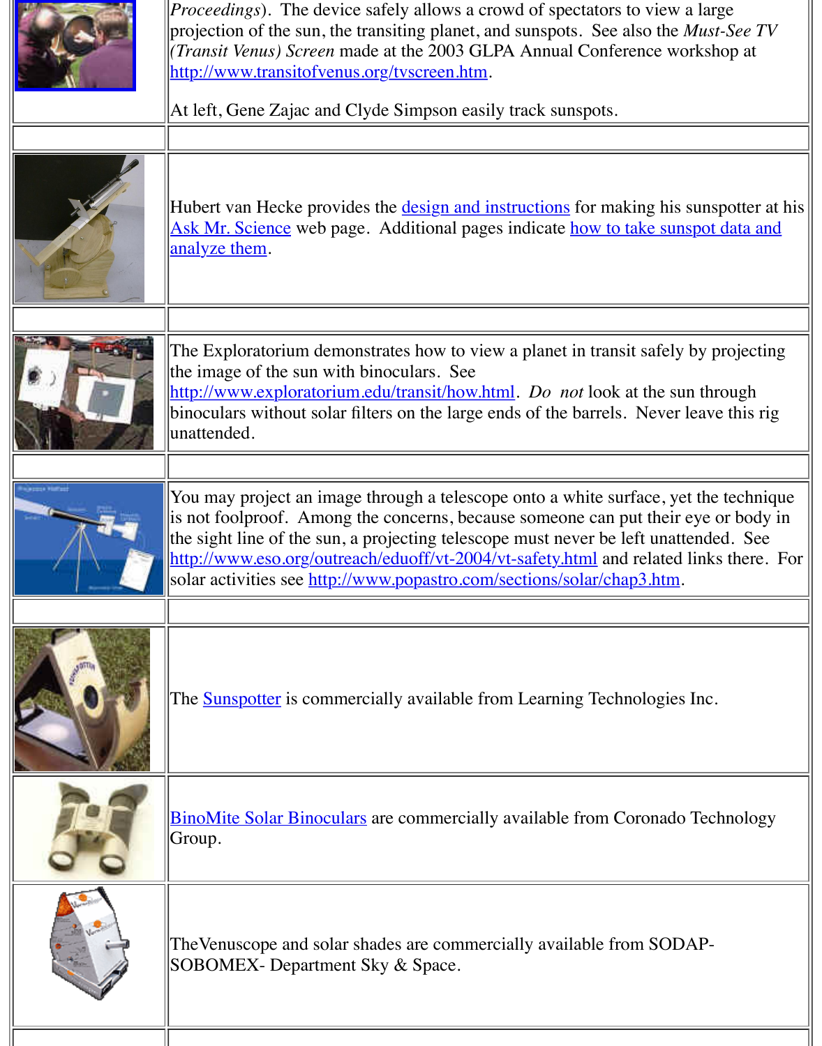Proceedings). The device safely allows a crowd of spectators to view a large projection of the sun, the transiting planet, and sunspots. See also the *Must-See TV (Transit Venus) Screen* made at the 2003 GLPA Annual Conference workshop at http://www.transitofvenus.org/tvscreen.htm.

At left, Gene Zajac and Clyde Simpson easily track sunspots.

Hubert van Hecke provides the design and instructions for making his sunspotter at his Ask Mr. Science web page. Additional pages indicate how to take sunspot data and analyze them.

The Exploratorium demonstrates how to view a planet in transit safely by projecting the image of the sun with binoculars. See http://www.exploratorium.edu/transit/how.html. *Do not* look at the sun through binoculars without solar filters on the large ends of the barrels. Never leave this rig unattended.

You may project an image through a telescope onto a white surface, yet the technique is not foolproof. Among the concerns, because someone can put their eye or body in the sight line of the sun, a projecting telescope must never be left unattended. See http://www.eso.org/outreach/eduoff/vt-2004/vt-safety.html and related links there. For solar activities see http://www.popastro.com/sections/solar/chap3.htm.

The Sunspotter is commercially available from Learning Technologies Inc.

BinoMite Solar Binoculars are commercially available from Coronado Technology Group.

TheVenuscope and solar shades are commercially available from SODAP-SOBOMEX- Department Sky & Space.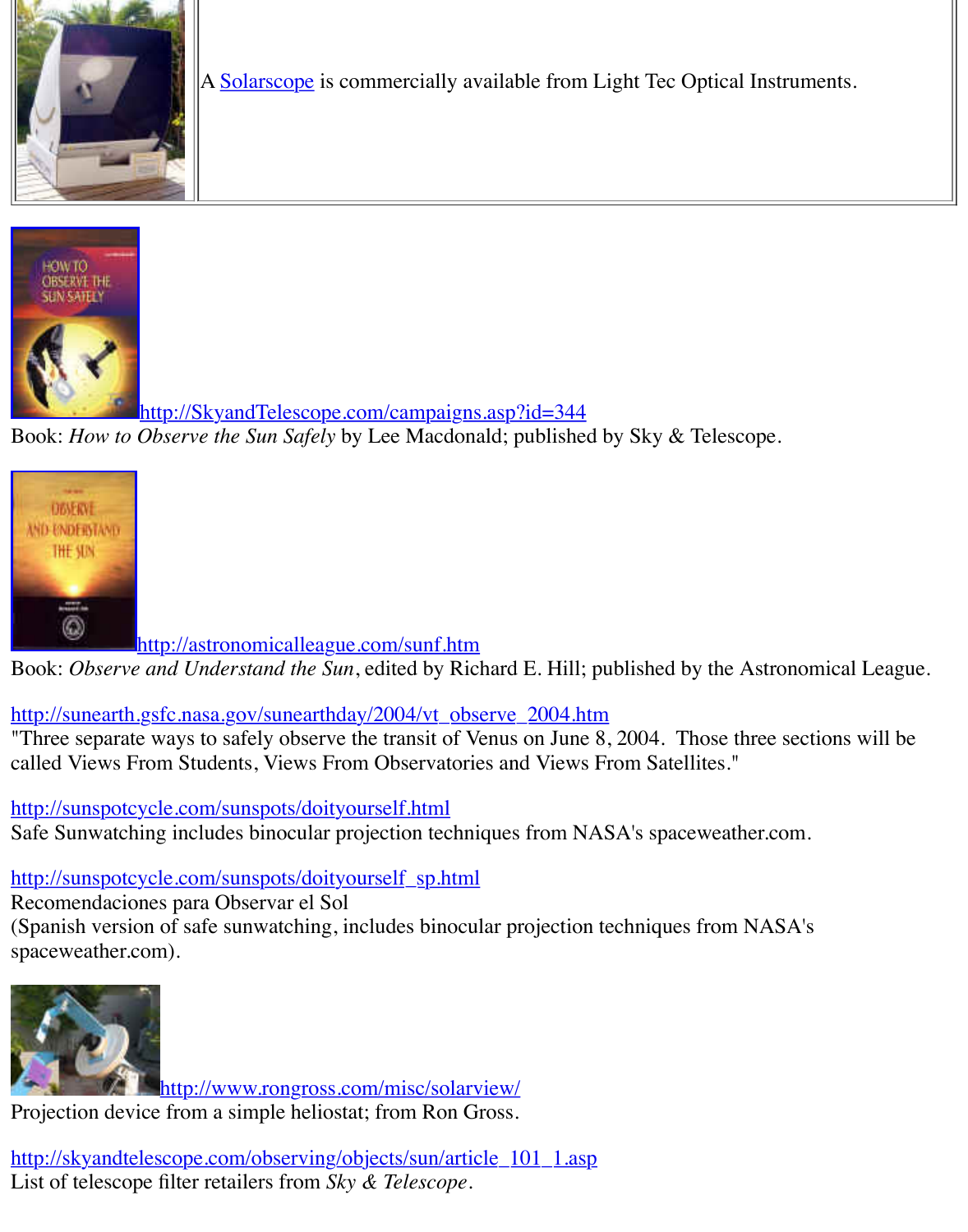| | |
|---|---|
| | A Solarscope is commercially available from Light Tec Optical Instruments. |

http://SkyandTelescope.com/campaigns.asp?id=344
Book: *How to Observe the Sun Safely* by Lee Macdonald; published by Sky & Telescope.

http://astronomicalleague.com/sunf.htm
Book: *Observe and Understand the Sun*, edited by Richard E. Hill; published by the Astronomical League.

http://sunearth.gsfc.nasa.gov/sunearthday/2004/vt_observe_2004.htm
"Three separate ways to safely observe the transit of Venus on June 8, 2004. Those three sections will be called Views From Students, Views From Observatories and Views From Satellites."

http://sunspotcycle.com/sunspots/doityourself.html
Safe Sunwatching includes binocular projection techniques from NASA's spaceweather.com.

http://sunspotcycle.com/sunspots/doityourself_sp.html
Recomendaciones para Observar el Sol
(Spanish version of safe sunwatching, includes binocular projection techniques from NASA's spaceweather.com).

http://www.rongross.com/misc/solarview/
Projection device from a simple heliostat; from Ron Gross.

http://skyandtelescope.com/observing/objects/sun/article_101_1.asp
List of telescope filter retailers from *Sky & Telescope*.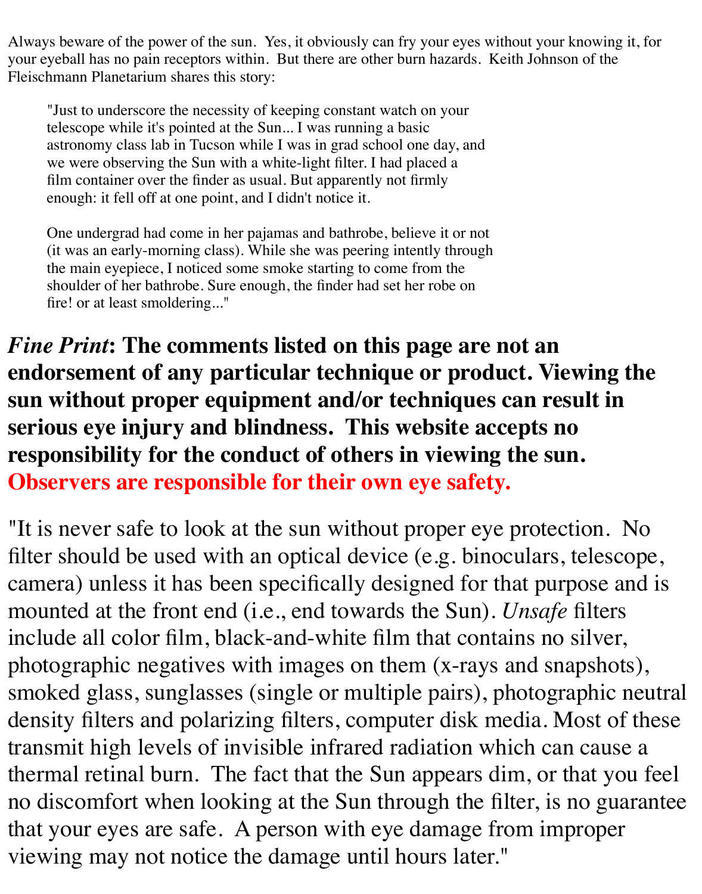Always beware of the power of the sun. Yes, it obviously can fry your eyes without your knowing it, for your eyeball has no pain receptors within. But there are other burn hazards. Keith Johnson of the Fleischmann Planetarium shares this story:

> "Just to underscore the necessity of keeping constant watch on your telescope while it's pointed at the Sun... I was running a basic astronomy class lab in Tucson while I was in grad school one day, and we were observing the Sun with a white-light filter. I had placed a film container over the finder as usual. But apparently not firmly enough: it fell off at one point, and I didn't notice it.
>
> One undergrad had come in her pajamas and bathrobe, believe it or not (it was an early-morning class). While she was peering intently through the main eyepiece, I noticed some smoke starting to come from the shoulder of her bathrobe. Sure enough, the finder had set her robe on fire! or at least smoldering..."

***Fine Print*: The comments listed on this page are not an endorsement of any particular technique or product. Viewing the sun without proper equipment and/or techniques can result in serious eye injury and blindness. This website accepts no responsibility for the conduct of others in viewing the sun. Observers are responsible for their own eye safety.**

"It is never safe to look at the sun without proper eye protection. No filter should be used with an optical device (e.g. binoculars, telescope, camera) unless it has been specifically designed for that purpose and is mounted at the front end (i.e., end towards the Sun). *Unsafe* filters include all color film, black-and-white film that contains no silver, photographic negatives with images on them (x-rays and snapshots), smoked glass, sunglasses (single or multiple pairs), photographic neutral density filters and polarizing filters, computer disk media. Most of these transmit high levels of invisible infrared radiation which can cause a thermal retinal burn. The fact that the Sun appears dim, or that you feel no discomfort when looking at the Sun through the filter, is no guarantee that your eyes are safe. A person with eye damage from improper viewing may not notice the damage until hours later."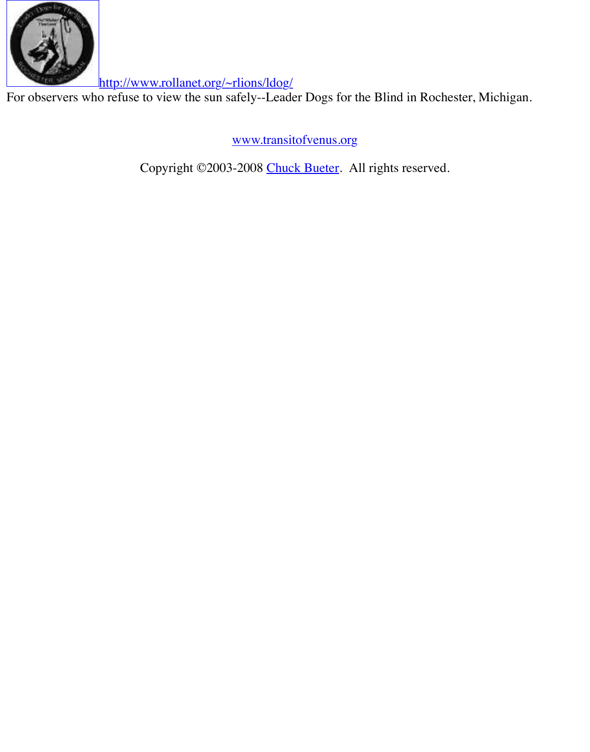http://www.rollanet.org/~rlions/ldog/

For observers who refuse to view the sun safely--Leader Dogs for the Blind in Rochester, Michigan.

www.transitofvenus.org

Copyright ©2003-2008 Chuck Bueter. All rights reserved.